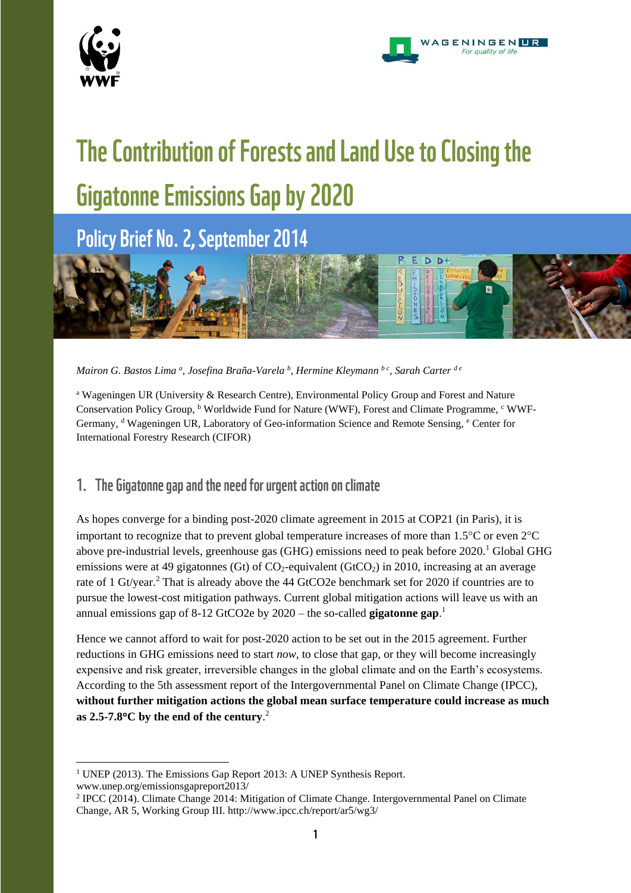# The Contribution of Forests and Land Use to Closing the Gigatonne Emissions Gap by 2020

## Policy Brief No. 2, September 2014

*Mairon G. Bastos Lima* [a], *Josefina Braña-Varela* [b], *Hermine Kleymann* [b c], *Sarah Carter* [d e]

[a] Wageningen UR (University & Research Centre), Environmental Policy Group and Forest and Nature Conservation Policy Group, [b] Worldwide Fund for Nature (WWF), Forest and Climate Programme, [c] WWF-Germany, [d] Wageningen UR, Laboratory of Geo-information Science and Remote Sensing, [e] Center for International Forestry Research (CIFOR)

## 1. The Gigatonne gap and the need for urgent action on climate

As hopes converge for a binding post-2020 climate agreement in 2015 at COP21 (in Paris), it is important to recognize that to prevent global temperature increases of more than 1.5°C or even 2°C above pre-industrial levels, greenhouse gas (GHG) emissions need to peak before 2020.[1] Global GHG emissions were at 49 gigatonnes (Gt) of $CO_2$-equivalent ($GtCO_2$) in 2010, increasing at an average rate of 1 Gt/year.[2] That is already above the 44 GtCO2e benchmark set for 2020 if countries are to pursue the lowest-cost mitigation pathways. Current global mitigation actions will leave us with an annual emissions gap of 8-12 GtCO2e by 2020 – the so-called **gigatonne gap**.[1]

Hence we cannot afford to wait for post-2020 action to be set out in the 2015 agreement. Further reductions in GHG emissions need to start *now*, to close that gap, or they will become increasingly expensive and risk greater, irreversible changes in the global climate and on the Earth's ecosystems. According to the 5th assessment report of the Intergovernmental Panel on Climate Change (IPCC), **without further mitigation actions the global mean surface temperature could increase as much as 2.5-7.8°C by the end of the century**.[2]

---

[1] UNEP (2013). The Emissions Gap Report 2013: A UNEP Synthesis Report. www.unep.org/emissionsgapreport2013/

[2] IPCC (2014). Climate Change 2014: Mitigation of Climate Change. Intergovernmental Panel on Climate Change, AR 5, Working Group III. http://www.ipcc.ch/report/ar5/wg3/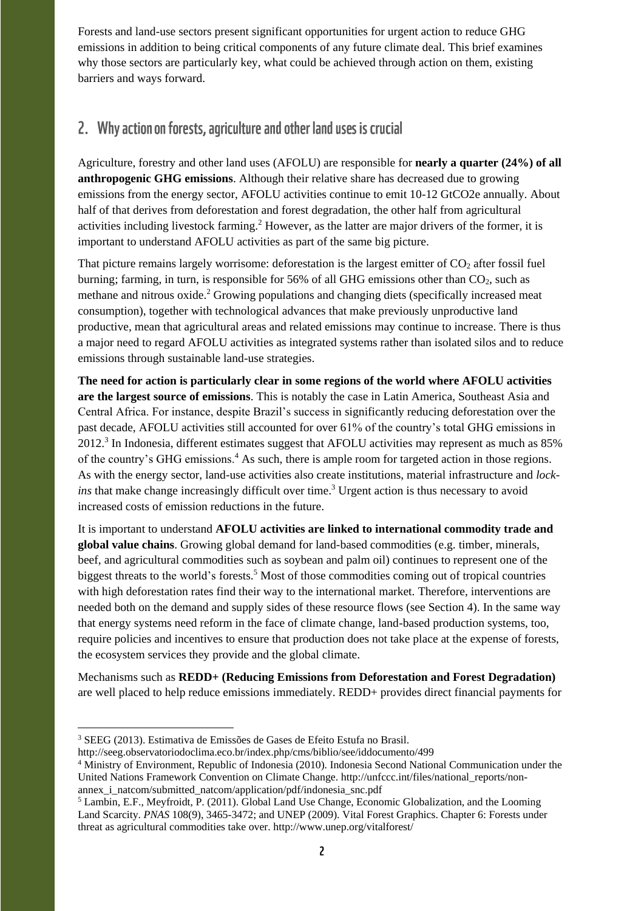Forests and land-use sectors present significant opportunities for urgent action to reduce GHG emissions in addition to being critical components of any future climate deal. This brief examines why those sectors are particularly key, what could be achieved through action on them, existing barriers and ways forward.

## 2. Why action on forests, agriculture and other land uses is crucial

Agriculture, forestry and other land uses (AFOLU) are responsible for **nearly a quarter (24%) of all anthropogenic GHG emissions**. Although their relative share has decreased due to growing emissions from the energy sector, AFOLU activities continue to emit 10-12 GtCO2e annually. About half of that derives from deforestation and forest degradation, the other half from agricultural activities including livestock farming.[2] However, as the latter are major drivers of the former, it is important to understand AFOLU activities as part of the same big picture.

That picture remains largely worrisome: deforestation is the largest emitter of $CO_2$ after fossil fuel burning; farming, in turn, is responsible for 56% of all GHG emissions other than $CO_2$, such as methane and nitrous oxide.[2] Growing populations and changing diets (specifically increased meat consumption), together with technological advances that make previously unproductive land productive, mean that agricultural areas and related emissions may continue to increase. There is thus a major need to regard AFOLU activities as integrated systems rather than isolated silos and to reduce emissions through sustainable land-use strategies.

**The need for action is particularly clear in some regions of the world where AFOLU activities are the largest source of emissions**. This is notably the case in Latin America, Southeast Asia and Central Africa. For instance, despite Brazil's success in significantly reducing deforestation over the past decade, AFOLU activities still accounted for over 61% of the country's total GHG emissions in 2012.[3] In Indonesia, different estimates suggest that AFOLU activities may represent as much as 85% of the country's GHG emissions.[4] As such, there is ample room for targeted action in those regions. As with the energy sector, land-use activities also create institutions, material infrastructure and *lock-ins* that make change increasingly difficult over time.[3] Urgent action is thus necessary to avoid increased costs of emission reductions in the future.

It is important to understand **AFOLU activities are linked to international commodity trade and global value chains**. Growing global demand for land-based commodities (e.g. timber, minerals, beef, and agricultural commodities such as soybean and palm oil) continues to represent one of the biggest threats to the world's forests.[5] Most of those commodities coming out of tropical countries with high deforestation rates find their way to the international market. Therefore, interventions are needed both on the demand and supply sides of these resource flows (see Section 4). In the same way that energy systems need reform in the face of climate change, land-based production systems, too, require policies and incentives to ensure that production does not take place at the expense of forests, the ecosystem services they provide and the global climate.

Mechanisms such as **REDD+ (Reducing Emissions from Deforestation and Forest Degradation)** are well placed to help reduce emissions immediately. REDD+ provides direct financial payments for

[3] SEEG (2013). Estimativa de Emissões de Gases de Efeito Estufa no Brasil. http://seeg.observatoriodoclima.eco.br/index.php/cms/biblio/see/iddocumento/499

[4] Ministry of Environment, Republic of Indonesia (2010). Indonesia Second National Communication under the United Nations Framework Convention on Climate Change. http://unfccc.int/files/national_reports/non-annex_i_natcom/submitted_natcom/application/pdf/indonesia_snc.pdf

[5] Lambin, E.F., Meyfroidt, P. (2011). Global Land Use Change, Economic Globalization, and the Looming Land Scarcity. *PNAS* 108(9), 3465-3472; and UNEP (2009). Vital Forest Graphics. Chapter 6: Forests under threat as agricultural commodities take over. http://www.unep.org/vitalforest/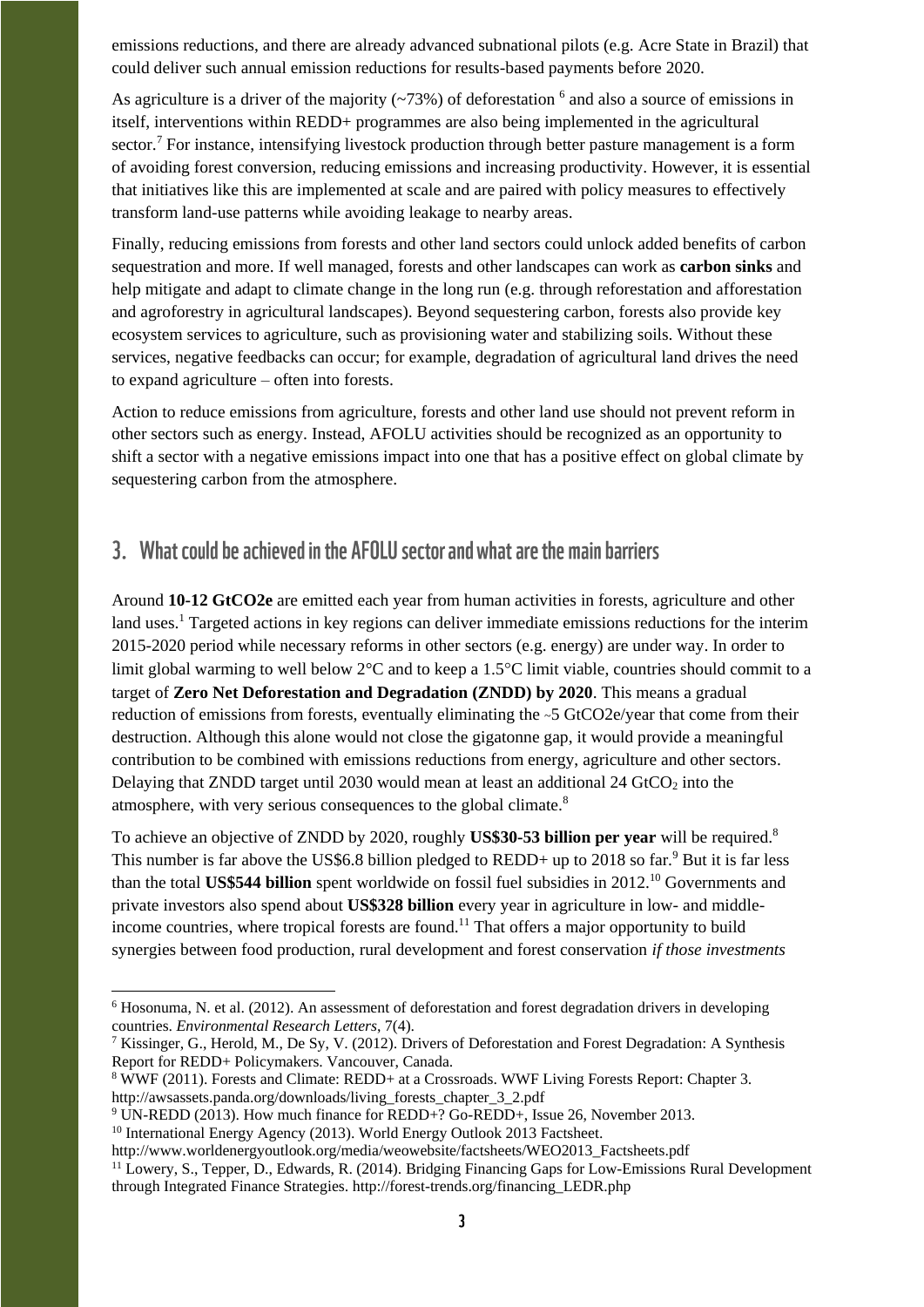emissions reductions, and there are already advanced subnational pilots (e.g. Acre State in Brazil) that could deliver such annual emission reductions for results-based payments before 2020.

As agriculture is a driver of the majority (~73%) of deforestation [6] and also a source of emissions in itself, interventions within REDD+ programmes are also being implemented in the agricultural sector.[7] For instance, intensifying livestock production through better pasture management is a form of avoiding forest conversion, reducing emissions and increasing productivity. However, it is essential that initiatives like this are implemented at scale and are paired with policy measures to effectively transform land-use patterns while avoiding leakage to nearby areas.

Finally, reducing emissions from forests and other land sectors could unlock added benefits of carbon sequestration and more. If well managed, forests and other landscapes can work as **carbon sinks** and help mitigate and adapt to climate change in the long run (e.g. through reforestation and afforestation and agroforestry in agricultural landscapes). Beyond sequestering carbon, forests also provide key ecosystem services to agriculture, such as provisioning water and stabilizing soils. Without these services, negative feedbacks can occur; for example, degradation of agricultural land drives the need to expand agriculture – often into forests.

Action to reduce emissions from agriculture, forests and other land use should not prevent reform in other sectors such as energy. Instead, AFOLU activities should be recognized as an opportunity to shift a sector with a negative emissions impact into one that has a positive effect on global climate by sequestering carbon from the atmosphere.

## 3. What could be achieved in the AFOLU sector and what are the main barriers

Around **10-12 GtCO2e** are emitted each year from human activities in forests, agriculture and other land uses.[1] Targeted actions in key regions can deliver immediate emissions reductions for the interim 2015-2020 period while necessary reforms in other sectors (e.g. energy) are under way. In order to limit global warming to well below 2°C and to keep a 1.5°C limit viable, countries should commit to a target of **Zero Net Deforestation and Degradation (ZNDD) by 2020**. This means a gradual reduction of emissions from forests, eventually eliminating the ~5 GtCO2e/year that come from their destruction. Although this alone would not close the gigatonne gap, it would provide a meaningful contribution to be combined with emissions reductions from energy, agriculture and other sectors. Delaying that ZNDD target until 2030 would mean at least an additional 24 $GtCO_2$ into the atmosphere, with very serious consequences to the global climate.[8]

To achieve an objective of ZNDD by 2020, roughly **US$30-53 billion per year** will be required.[8] This number is far above the US$6.8 billion pledged to REDD+ up to 2018 so far.[9] But it is far less than the total **US$544 billion** spent worldwide on fossil fuel subsidies in 2012.[10] Governments and private investors also spend about **US$328 billion** every year in agriculture in low- and middle-income countries, where tropical forests are found.[11] That offers a major opportunity to build synergies between food production, rural development and forest conservation *if those investments*

---

[6] Hosonuma, N. et al. (2012). An assessment of deforestation and forest degradation drivers in developing countries. *Environmental Research Letters*, 7(4).

[7] Kissinger, G., Herold, M., De Sy, V. (2012). Drivers of Deforestation and Forest Degradation: A Synthesis Report for REDD+ Policymakers. Vancouver, Canada.

[8] WWF (2011). Forests and Climate: REDD+ at a Crossroads. WWF Living Forests Report: Chapter 3. http://awsassets.panda.org/downloads/living_forests_chapter_3_2.pdf

[9] UN-REDD (2013). How much finance for REDD+? Go-REDD+, Issue 26, November 2013.

[10] International Energy Agency (2013). World Energy Outlook 2013 Factsheet. http://www.worldenergyoutlook.org/media/weowebsite/factsheets/WEO2013_Factsheets.pdf

[11] Lowery, S., Tepper, D., Edwards, R. (2014). Bridging Financing Gaps for Low-Emissions Rural Development through Integrated Finance Strategies. http://forest-trends.org/financing_LEDR.php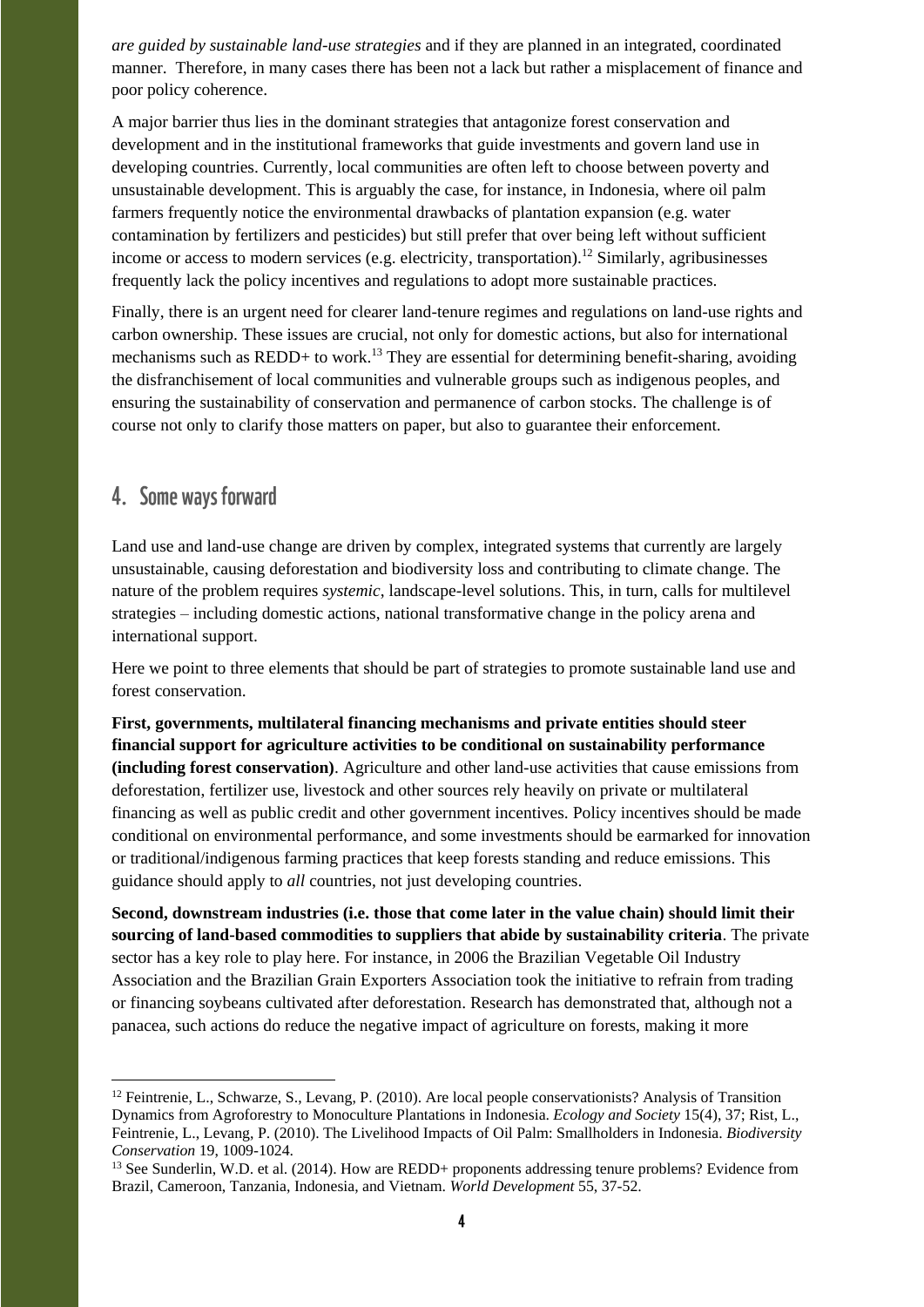*are guided by sustainable land-use strategies* and if they are planned in an integrated, coordinated manner. Therefore, in many cases there has been not a lack but rather a misplacement of finance and poor policy coherence.

A major barrier thus lies in the dominant strategies that antagonize forest conservation and development and in the institutional frameworks that guide investments and govern land use in developing countries. Currently, local communities are often left to choose between poverty and unsustainable development. This is arguably the case, for instance, in Indonesia, where oil palm farmers frequently notice the environmental drawbacks of plantation expansion (e.g. water contamination by fertilizers and pesticides) but still prefer that over being left without sufficient income or access to modern services (e.g. electricity, transportation).[12] Similarly, agribusinesses frequently lack the policy incentives and regulations to adopt more sustainable practices.

Finally, there is an urgent need for clearer land-tenure regimes and regulations on land-use rights and carbon ownership. These issues are crucial, not only for domestic actions, but also for international mechanisms such as REDD+ to work.[13] They are essential for determining benefit-sharing, avoiding the disfranchisement of local communities and vulnerable groups such as indigenous peoples, and ensuring the sustainability of conservation and permanence of carbon stocks. The challenge is of course not only to clarify those matters on paper, but also to guarantee their enforcement.

## 4. Some ways forward

Land use and land-use change are driven by complex, integrated systems that currently are largely unsustainable, causing deforestation and biodiversity loss and contributing to climate change. The nature of the problem requires *systemic*, landscape-level solutions. This, in turn, calls for multilevel strategies – including domestic actions, national transformative change in the policy arena and international support.

Here we point to three elements that should be part of strategies to promote sustainable land use and forest conservation.

**First, governments, multilateral financing mechanisms and private entities should steer financial support for agriculture activities to be conditional on sustainability performance (including forest conservation)**. Agriculture and other land-use activities that cause emissions from deforestation, fertilizer use, livestock and other sources rely heavily on private or multilateral financing as well as public credit and other government incentives. Policy incentives should be made conditional on environmental performance, and some investments should be earmarked for innovation or traditional/indigenous farming practices that keep forests standing and reduce emissions. This guidance should apply to *all* countries, not just developing countries.

**Second, downstream industries (i.e. those that come later in the value chain) should limit their sourcing of land-based commodities to suppliers that abide by sustainability criteria**. The private sector has a key role to play here. For instance, in 2006 the Brazilian Vegetable Oil Industry Association and the Brazilian Grain Exporters Association took the initiative to refrain from trading or financing soybeans cultivated after deforestation. Research has demonstrated that, although not a panacea, such actions do reduce the negative impact of agriculture on forests, making it more

---

[12] Feintrenie, L., Schwarze, S., Levang, P. (2010). Are local people conservationists? Analysis of Transition Dynamics from Agroforestry to Monoculture Plantations in Indonesia. *Ecology and Society* 15(4), 37; Rist, L., Feintrenie, L., Levang, P. (2010). The Livelihood Impacts of Oil Palm: Smallholders in Indonesia. *Biodiversity Conservation* 19, 1009-1024.

[13] See Sunderlin, W.D. et al. (2014). How are REDD+ proponents addressing tenure problems? Evidence from Brazil, Cameroon, Tanzania, Indonesia, and Vietnam. *World Development* 55, 37-52.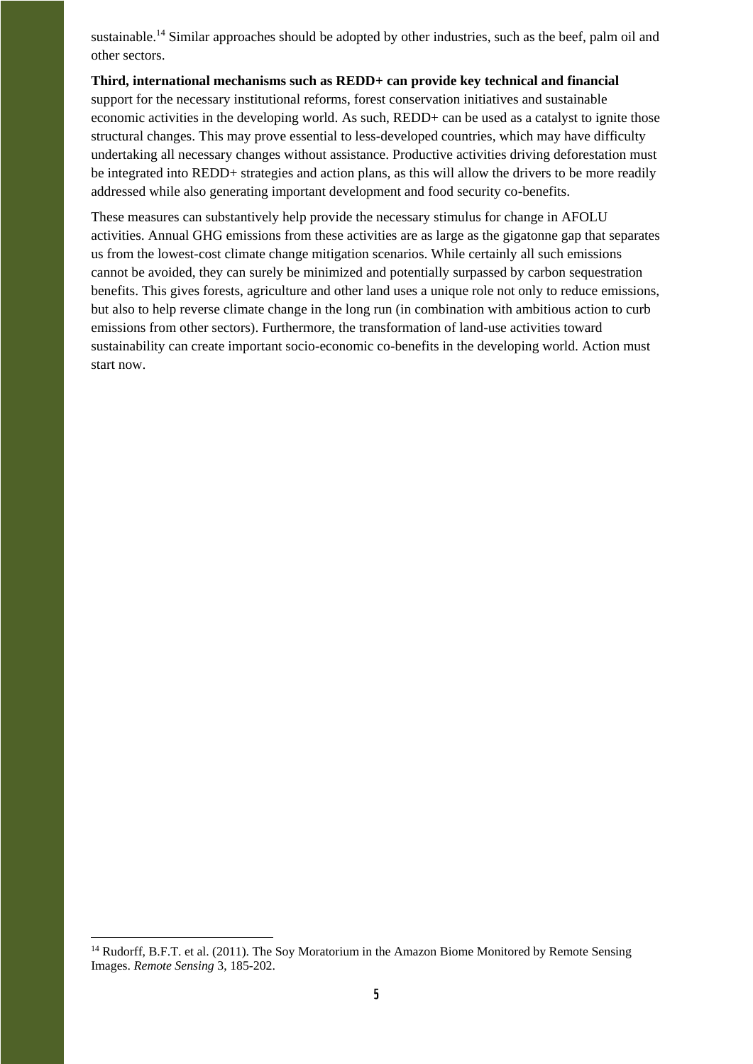sustainable.[14] Similar approaches should be adopted by other industries, such as the beef, palm oil and other sectors.

**Third, international mechanisms such as REDD+ can provide key technical and financial** support for the necessary institutional reforms, forest conservation initiatives and sustainable economic activities in the developing world. As such, REDD+ can be used as a catalyst to ignite those structural changes. This may prove essential to less-developed countries, which may have difficulty undertaking all necessary changes without assistance. Productive activities driving deforestation must be integrated into REDD+ strategies and action plans, as this will allow the drivers to be more readily addressed while also generating important development and food security co-benefits.

These measures can substantively help provide the necessary stimulus for change in AFOLU activities. Annual GHG emissions from these activities are as large as the gigatonne gap that separates us from the lowest-cost climate change mitigation scenarios. While certainly all such emissions cannot be avoided, they can surely be minimized and potentially surpassed by carbon sequestration benefits. This gives forests, agriculture and other land uses a unique role not only to reduce emissions, but also to help reverse climate change in the long run (in combination with ambitious action to curb emissions from other sectors). Furthermore, the transformation of land-use activities toward sustainability can create important socio-economic co-benefits in the developing world. Action must start now.

---

[14] Rudorff, B.F.T. et al. (2011). The Soy Moratorium in the Amazon Biome Monitored by Remote Sensing Images. *Remote Sensing* 3, 185-202.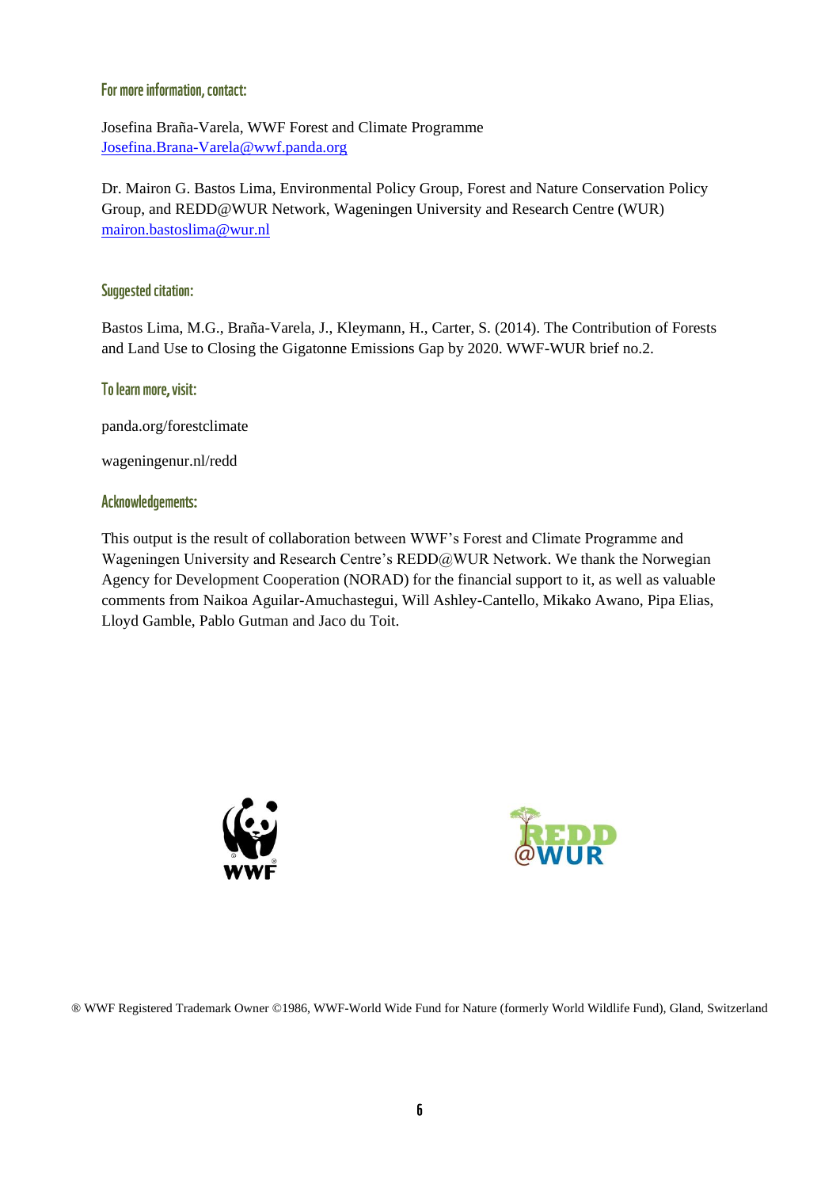#### For more information, contact:

Josefina Braña-Varela, WWF Forest and Climate Programme
Josefina.Brana-Varela@wwf.panda.org

Dr. Mairon G. Bastos Lima, Environmental Policy Group, Forest and Nature Conservation Policy Group, and REDD@WUR Network, Wageningen University and Research Centre (WUR)
mairon.bastoslima@wur.nl

#### Suggested citation:

Bastos Lima, M.G., Braña-Varela, J., Kleymann, H., Carter, S. (2014). The Contribution of Forests and Land Use to Closing the Gigatonne Emissions Gap by 2020. WWF-WUR brief no.2.

#### To learn more, visit:

panda.org/forestclimate

wageningenur.nl/redd

#### Acknowledgements:

This output is the result of collaboration between WWF's Forest and Climate Programme and Wageningen University and Research Centre's REDD@WUR Network. We thank the Norwegian Agency for Development Cooperation (NORAD) for the financial support to it, as well as valuable comments from Naikoa Aguilar-Amuchastegui, Will Ashley-Cantello, Mikako Awano, Pipa Elias, Lloyd Gamble, Pablo Gutman and Jaco du Toit.

® WWF Registered Trademark Owner ©1986, WWF-World Wide Fund for Nature (formerly World Wildlife Fund), Gland, Switzerland